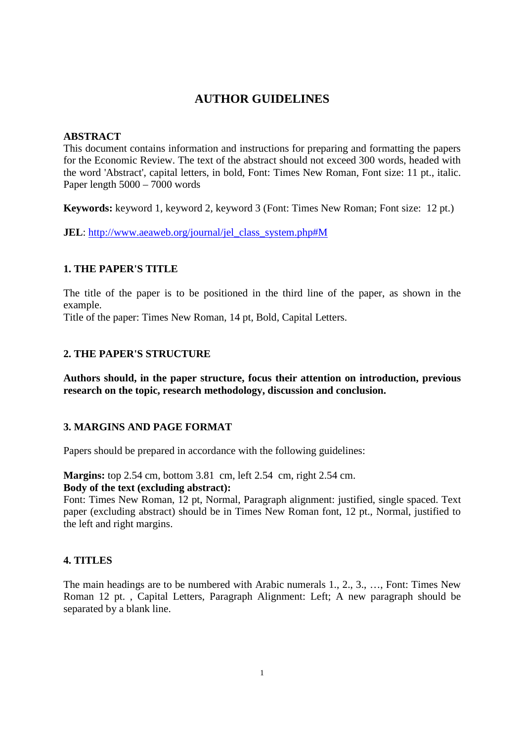# AUTHOR GUIDELINES

**ABSTRACT**
This document contains information and instructions for preparing and formatting the papers for the Economic Review. The text of the abstract should not exceed 300 words, headed with the word 'Abstract', capital letters, in bold, Font: Times New Roman, Font size: 11 pt., italic. Paper length 5000 – 7000 words

**Keywords:** keyword 1, keyword 2, keyword 3 (Font: Times New Roman; Font size: 12 pt.)

**JEL**: http://www.aeaweb.org/journal/jel_class_system.php#M

## 1. THE PAPER'S TITLE

The title of the paper is to be positioned in the third line of the paper, as shown in the example.
Title of the paper: Times New Roman, 14 pt, Bold, Capital Letters.

## 2. THE PAPER'S STRUCTURE

**Authors should, in the paper structure, focus their attention on introduction, previous research on the topic, research methodology, discussion and conclusion.**

## 3. MARGINS AND PAGE FORMAT

Papers should be prepared in accordance with the following guidelines:

**Margins:** top 2.54 cm, bottom 3.81 cm, left 2.54 cm, right 2.54 cm.
**Body of the text (excluding abstract):**
Font: Times New Roman, 12 pt, Normal, Paragraph alignment: justified, single spaced. Text paper (excluding abstract) should be in Times New Roman font, 12 pt., Normal, justified to the left and right margins.

## 4. TITLES

The main headings are to be numbered with Arabic numerals 1., 2., 3., …, Font: Times New Roman 12 pt. , Capital Letters, Paragraph Alignment: Left; A new paragraph should be separated by a blank line.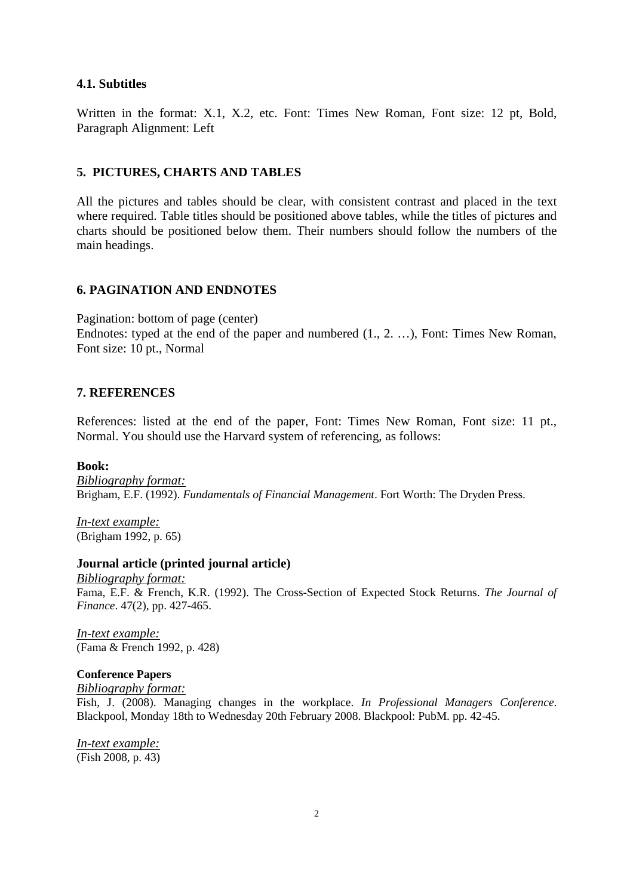### 4.1. Subtitles

Written in the format: X.1, X.2, etc. Font: Times New Roman, Font size: 12 pt, Bold, Paragraph Alignment: Left

## 5. PICTURES, CHARTS AND TABLES

All the pictures and tables should be clear, with consistent contrast and placed in the text where required. Table titles should be positioned above tables, while the titles of pictures and charts should be positioned below them. Their numbers should follow the numbers of the main headings.

## 6. PAGINATION AND ENDNOTES

Pagination: bottom of page (center)
Endnotes: typed at the end of the paper and numbered (1., 2. …), Font: Times New Roman, Font size: 10 pt., Normal

## 7. REFERENCES

References: listed at the end of the paper, Font: Times New Roman, Font size: 11 pt., Normal. You should use the Harvard system of referencing, as follows:

**Book:**
*Bibliography format:*
Brigham, E.F. (1992). *Fundamentals of Financial Management*. Fort Worth: The Dryden Press.

*In-text example:*
(Brigham 1992, p. 65)

**Journal article (printed journal article)**
*Bibliography format:*
Fama, E.F. & French, K.R. (1992). The Cross-Section of Expected Stock Returns. *The Journal of Finance*. 47(2), pp. 427-465.

*In-text example:*
(Fama & French 1992, p. 428)

**Conference Papers**
*Bibliography format:*
Fish, J. (2008). Managing changes in the workplace. *In Professional Managers Conference*. Blackpool, Monday 18th to Wednesday 20th February 2008. Blackpool: PubM. pp. 42-45.

*In-text example:*
(Fish 2008, p. 43)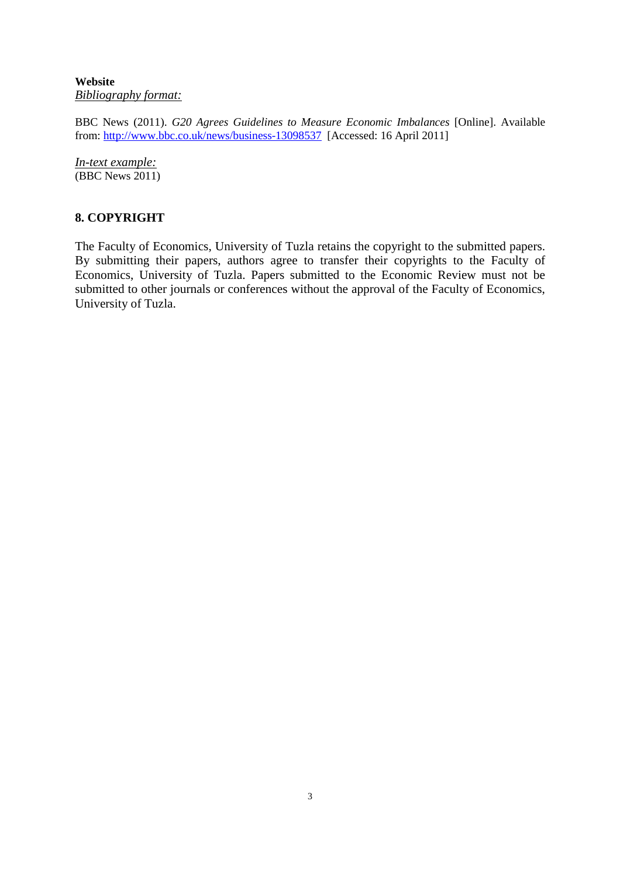**Website**

*Bibliography format:*

BBC News (2011). *G20 Agrees Guidelines to Measure Economic Imbalances* [Online]. Available from: http://www.bbc.co.uk/news/business-13098537 [Accessed: 16 April 2011]

*In-text example:*

(BBC News 2011)

## 8. COPYRIGHT

The Faculty of Economics, University of Tuzla retains the copyright to the submitted papers. By submitting their papers, authors agree to transfer their copyrights to the Faculty of Economics, University of Tuzla. Papers submitted to the Economic Review must not be submitted to other journals or conferences without the approval of the Faculty of Economics, University of Tuzla.